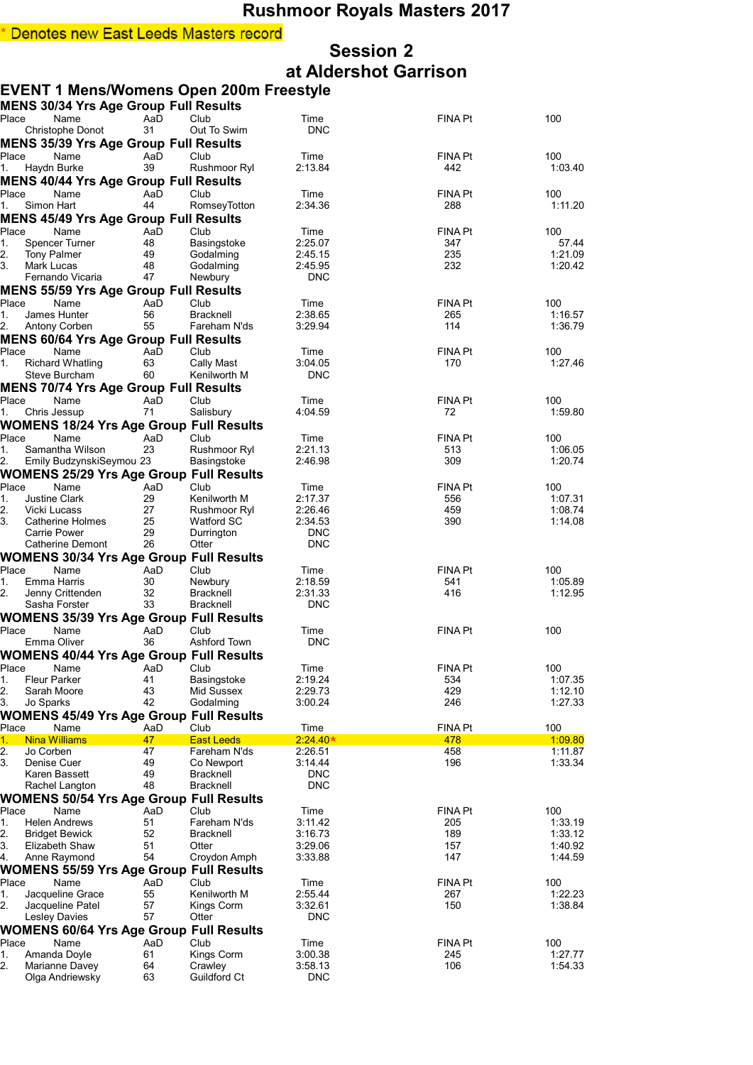# Rushmoor Royals Masters 2017

\* Denotes new East Leeds Masters record

## Session 2
## at Aldershot Garrison

## EVENT 1 Mens/Womens Open 200m Freestyle

### MENS 30/34 Yrs Age Group Full Results

| Place | Name | AaD | Club | Time | FINA Pt | 100 |
|---|---|---|---|---|---|---|
| | Christophe Donot | 31 | Out To Swim | DNC | | |

### MENS 35/39 Yrs Age Group Full Results

| Place | Name | AaD | Club | Time | FINA Pt | 100 |
|---|---|---|---|---|---|---|
| 1. | Haydn Burke | 39 | Rushmoor Ryl | 2:13.84 | 442 | 1:03.40 |

### MENS 40/44 Yrs Age Group Full Results

| Place | Name | AaD | Club | Time | FINA Pt | 100 |
|---|---|---|---|---|---|---|
| 1. | Simon Hart | 44 | RomseyTotton | 2:34.36 | 288 | 1:11.20 |

### MENS 45/49 Yrs Age Group Full Results

| Place | Name | AaD | Club | Time | FINA Pt | 100 |
|---|---|---|---|---|---|---|
| 1. | Spencer Turner | 48 | Basingstoke | 2:25.07 | 347 | 57.44 |
| 2. | Tony Palmer | 49 | Godalming | 2:45.15 | 235 | 1:21.09 |
| 3. | Mark Lucas | 48 | Godalming | 2:45.95 | 232 | 1:20.42 |
| | Fernando Vicaria | 47 | Newbury | DNC | | |

### MENS 55/59 Yrs Age Group Full Results

| Place | Name | AaD | Club | Time | FINA Pt | 100 |
|---|---|---|---|---|---|---|
| 1. | James Hunter | 56 | Bracknell | 2:38.65 | 265 | 1:16.57 |
| 2. | Antony Corben | 55 | Fareham N'ds | 3:29.94 | 114 | 1:36.79 |

### MENS 60/64 Yrs Age Group Full Results

| Place | Name | AaD | Club | Time | FINA Pt | 100 |
|---|---|---|---|---|---|---|
| 1. | Richard Whatling | 63 | Cally Mast | 3:04.05 | 170 | 1:27.46 |
| | Steve Burcham | 60 | Kenilworth M | DNC | | |

### MENS 70/74 Yrs Age Group Full Results

| Place | Name | AaD | Club | Time | FINA Pt | 100 |
|---|---|---|---|---|---|---|
| 1. | Chris Jessup | 71 | Salisbury | 4:04.59 | 72 | 1:59.80 |

### WOMENS 18/24 Yrs Age Group Full Results

| Place | Name | AaD | Club | Time | FINA Pt | 100 |
|---|---|---|---|---|---|---|
| 1. | Samantha Wilson | 23 | Rushmoor Ryl | 2:21.13 | 513 | 1:06.05 |
| 2. | Emily BudzynskiSeymou | 23 | Basingstoke | 2:46.98 | 309 | 1:20.74 |

### WOMENS 25/29 Yrs Age Group Full Results

| Place | Name | AaD | Club | Time | FINA Pt | 100 |
|---|---|---|---|---|---|---|
| 1. | Justine Clark | 29 | Kenilworth M | 2:17.37 | 556 | 1:07.31 |
| 2. | Vicki Lucass | 27 | Rushmoor Ryl | 2:26.46 | 459 | 1:08.74 |
| 3. | Catherine Holmes | 25 | Watford SC | 2:34.53 | 390 | 1:14.08 |
| | Carrie Power | 29 | Durrington | DNC | | |
| | Catherine Demont | 26 | Otter | DNC | | |

### WOMENS 30/34 Yrs Age Group Full Results

| Place | Name | AaD | Club | Time | FINA Pt | 100 |
|---|---|---|---|---|---|---|
| 1. | Emma Harris | 30 | Newbury | 2:18.59 | 541 | 1:05.89 |
| 2. | Jenny Crittenden | 32 | Bracknell | 2:31.33 | 416 | 1:12.95 |
| | Sasha Forster | 33 | Bracknell | DNC | | |

### WOMENS 35/39 Yrs Age Group Full Results

| Place | Name | AaD | Club | Time | FINA Pt | 100 |
|---|---|---|---|---|---|---|
| | Emma Oliver | 36 | Ashford Town | DNC | | |

### WOMENS 40/44 Yrs Age Group Full Results

| Place | Name | AaD | Club | Time | FINA Pt | 100 |
|---|---|---|---|---|---|---|
| 1. | Fleur Parker | 41 | Basingstoke | 2:19.24 | 534 | 1:07.35 |
| 2. | Sarah Moore | 43 | Mid Sussex | 2:29.73 | 429 | 1:12.10 |
| 3. | Jo Sparks | 42 | Godalming | 3:00.24 | 246 | 1:27.33 |

### WOMENS 45/49 Yrs Age Group Full Results

| Place | Name | AaD | Club | Time | FINA Pt | 100 |
|---|---|---|---|---|---|---|
| 1. | Nina Williams | 47 | East Leeds | 2:24.40* | 478 | 1:09.80 |
| 2. | Jo Corben | 47 | Fareham N'ds | 2:26.51 | 458 | 1:11.87 |
| 3. | Denise Cuer | 49 | Co Newport | 3:14.44 | 196 | 1:33.34 |
| | Karen Bassett | 49 | Bracknell | DNC | | |
| | Rachel Langton | 48 | Bracknell | DNC | | |

### WOMENS 50/54 Yrs Age Group Full Results

| Place | Name | AaD | Club | Time | FINA Pt | 100 |
|---|---|---|---|---|---|---|
| 1. | Helen Andrews | 51 | Fareham N'ds | 3:11.42 | 205 | 1:33.19 |
| 2. | Bridget Bewick | 52 | Bracknell | 3:16.73 | 189 | 1:33.12 |
| 3. | Elizabeth Shaw | 51 | Otter | 3:29.06 | 157 | 1:40.92 |
| 4. | Anne Raymond | 54 | Croydon Amph | 3:33.88 | 147 | 1:44.59 |

### WOMENS 55/59 Yrs Age Group Full Results

| Place | Name | AaD | Club | Time | FINA Pt | 100 |
|---|---|---|---|---|---|---|
| 1. | Jacqueline Grace | 55 | Kenilworth M | 2:55.44 | 267 | 1:22.23 |
| 2. | Jacqueline Patel | 57 | Kings Corm | 3:32.61 | 150 | 1:38.84 |
| | Lesley Davies | 57 | Otter | DNC | | |

### WOMENS 60/64 Yrs Age Group Full Results

| Place | Name | AaD | Club | Time | FINA Pt | 100 |
|---|---|---|---|---|---|---|
| 1. | Amanda Doyle | 61 | Kings Corm | 3:00.38 | 245 | 1:27.77 |
| 2. | Marianne Davey | 64 | Crawley | 3:58.13 | 106 | 1:54.33 |
| | Olga Andriewsky | 63 | Guildford Ct | DNC | | |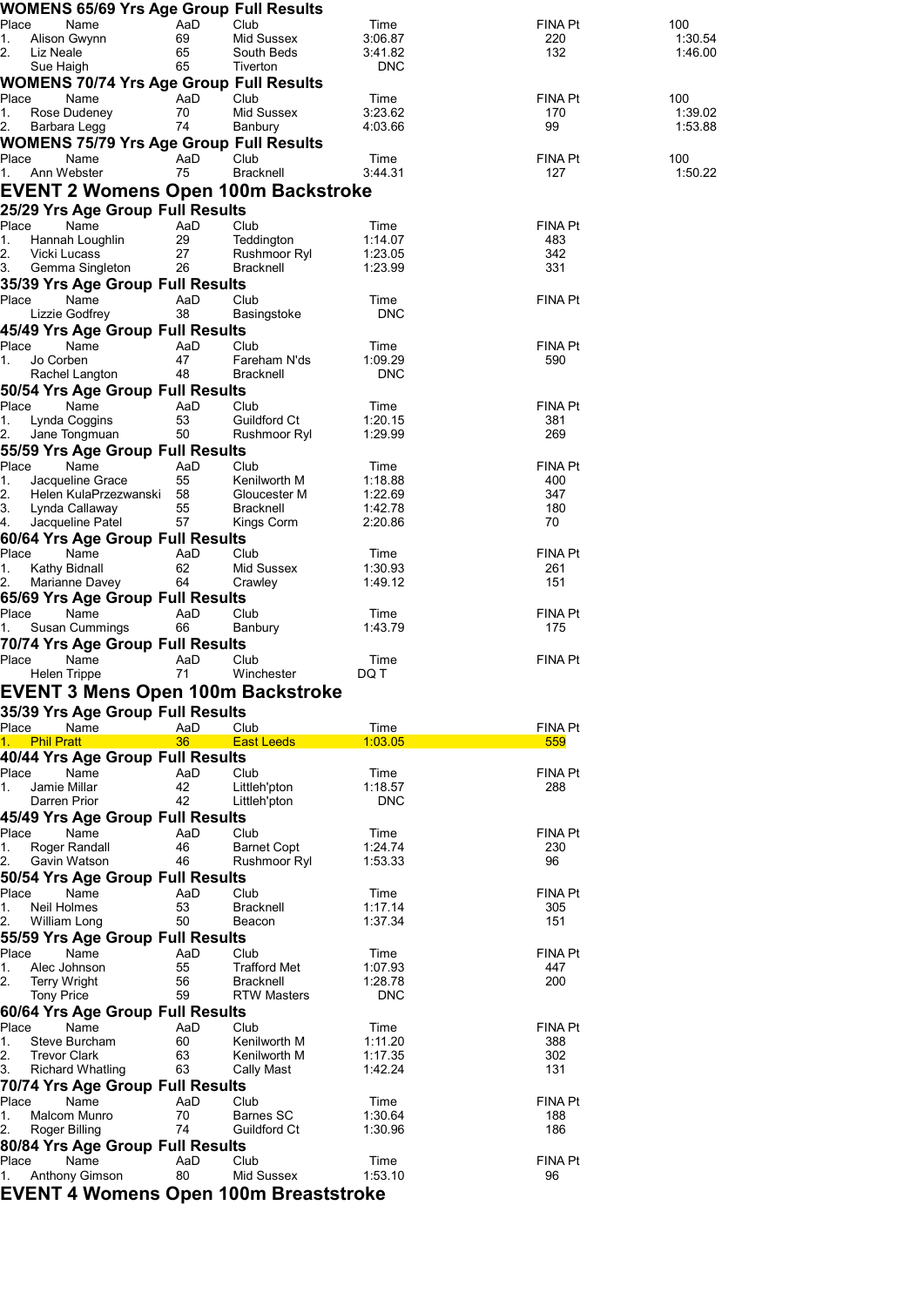## WOMENS 65/69 Yrs Age Group Full Results

| Place | Name | AaD | Club | Time | FINA Pt | 100 |
|---|---|---|---|---|---|---|
| 1. | Alison Gwynn | 69 | Mid Sussex | 3:06.87 | 220 | 1:30.54 |
| 2. | Liz Neale | 65 | South Beds | 3:41.82 | 132 | 1:46.00 |
| | Sue Haigh | 65 | Tiverton | DNC | | |

## WOMENS 70/74 Yrs Age Group Full Results

| Place | Name | AaD | Club | Time | FINA Pt | 100 |
|---|---|---|---|---|---|---|
| 1. | Rose Dudeney | 70 | Mid Sussex | 3:23.62 | 170 | 1:39.02 |
| 2. | Barbara Legg | 74 | Banbury | 4:03.66 | 99 | 1:53.88 |

## WOMENS 75/79 Yrs Age Group Full Results

| Place | Name | AaD | Club | Time | FINA Pt | 100 |
|---|---|---|---|---|---|---|
| 1. | Ann Webster | 75 | Bracknell | 3:44.31 | 127 | 1:50.22 |

# EVENT 2 Womens Open 100m Backstroke

## 25/29 Yrs Age Group Full Results

| Place | Name | AaD | Club | Time | FINA Pt |
|---|---|---|---|---|---|
| 1. | Hannah Loughlin | 29 | Teddington | 1:14.07 | 483 |
| 2. | Vicki Lucass | 27 | Rushmoor Ryl | 1:23.05 | 342 |
| 3. | Gemma Singleton | 26 | Bracknell | 1:23.99 | 331 |

## 35/39 Yrs Age Group Full Results

| Place | Name | AaD | Club | Time | FINA Pt |
|---|---|---|---|---|---|
| | Lizzie Godfrey | 38 | Basingstoke | DNC | |

## 45/49 Yrs Age Group Full Results

| Place | Name | AaD | Club | Time | FINA Pt |
|---|---|---|---|---|---|
| 1. | Jo Corben | 47 | Fareham N'ds | 1:09.29 | 590 |
| | Rachel Langton | 48 | Bracknell | DNC | |

## 50/54 Yrs Age Group Full Results

| Place | Name | AaD | Club | Time | FINA Pt |
|---|---|---|---|---|---|
| 1. | Lynda Coggins | 53 | Guildford Ct | 1:20.15 | 381 |
| 2. | Jane Tongmuan | 50 | Rushmoor Ryl | 1:29.99 | 269 |

## 55/59 Yrs Age Group Full Results

| Place | Name | AaD | Club | Time | FINA Pt |
|---|---|---|---|---|---|
| 1. | Jacqueline Grace | 55 | Kenilworth M | 1:18.88 | 400 |
| 2. | Helen KulaPrzezwanski | 58 | Gloucester M | 1:22.69 | 347 |
| 3. | Lynda Callaway | 55 | Bracknell | 1:42.78 | 180 |
| 4. | Jacqueline Patel | 57 | Kings Corm | 2:20.86 | 70 |

## 60/64 Yrs Age Group Full Results

| Place | Name | AaD | Club | Time | FINA Pt |
|---|---|---|---|---|---|
| 1. | Kathy Bidnall | 62 | Mid Sussex | 1:30.93 | 261 |
| 2. | Marianne Davey | 64 | Crawley | 1:49.12 | 151 |

## 65/69 Yrs Age Group Full Results

| Place | Name | AaD | Club | Time | FINA Pt |
|---|---|---|---|---|---|
| 1. | Susan Cummings | 66 | Banbury | 1:43.79 | 175 |

## 70/74 Yrs Age Group Full Results

| Place | Name | AaD | Club | Time | FINA Pt |
|---|---|---|---|---|---|
| | Helen Trippe | 71 | Winchester | DQ T | |

# EVENT 3 Mens Open 100m Backstroke

## 35/39 Yrs Age Group Full Results

| Place | Name | AaD | Club | Time | FINA Pt |
|---|---|---|---|---|---|
| 1. | Phil Pratt | 36 | East Leeds | 1:03.05 | 559 |

## 40/44 Yrs Age Group Full Results

| Place | Name | AaD | Club | Time | FINA Pt |
|---|---|---|---|---|---|
| 1. | Jamie Millar | 42 | Littleh'pton | 1:18.57 | 288 |
| | Darren Prior | 42 | Littleh'pton | DNC | |

## 45/49 Yrs Age Group Full Results

| Place | Name | AaD | Club | Time | FINA Pt |
|---|---|---|---|---|---|
| 1. | Roger Randall | 46 | Barnet Copt | 1:24.74 | 230 |
| 2. | Gavin Watson | 46 | Rushmoor Ryl | 1:53.33 | 96 |

## 50/54 Yrs Age Group Full Results

| Place | Name | AaD | Club | Time | FINA Pt |
|---|---|---|---|---|---|
| 1. | Neil Holmes | 53 | Bracknell | 1:17.14 | 305 |
| 2. | William Long | 50 | Beacon | 1:37.34 | 151 |

## 55/59 Yrs Age Group Full Results

| Place | Name | AaD | Club | Time | FINA Pt |
|---|---|---|---|---|---|
| 1. | Alec Johnson | 55 | Trafford Met | 1:07.93 | 447 |
| 2. | Terry Wright | 56 | Bracknell | 1:28.78 | 200 |
| | Tony Price | 59 | RTW Masters | DNC | |

## 60/64 Yrs Age Group Full Results

| Place | Name | AaD | Club | Time | FINA Pt |
|---|---|---|---|---|---|
| 1. | Steve Burcham | 60 | Kenilworth M | 1:11.20 | 388 |
| 2. | Trevor Clark | 63 | Kenilworth M | 1:17.35 | 302 |
| 3. | Richard Whatling | 63 | Cally Mast | 1:42.24 | 131 |

## 70/74 Yrs Age Group Full Results

| Place | Name | AaD | Club | Time | FINA Pt |
|---|---|---|---|---|---|
| 1. | Malcom Munro | 70 | Barnes SC | 1:30.64 | 188 |
| 2. | Roger Billing | 74 | Guildford Ct | 1:30.96 | 186 |

## 80/84 Yrs Age Group Full Results

| Place | Name | AaD | Club | Time | FINA Pt |
|---|---|---|---|---|---|
| 1. | Anthony Gimson | 80 | Mid Sussex | 1:53.10 | 96 |

# EVENT 4 Womens Open 100m Breaststroke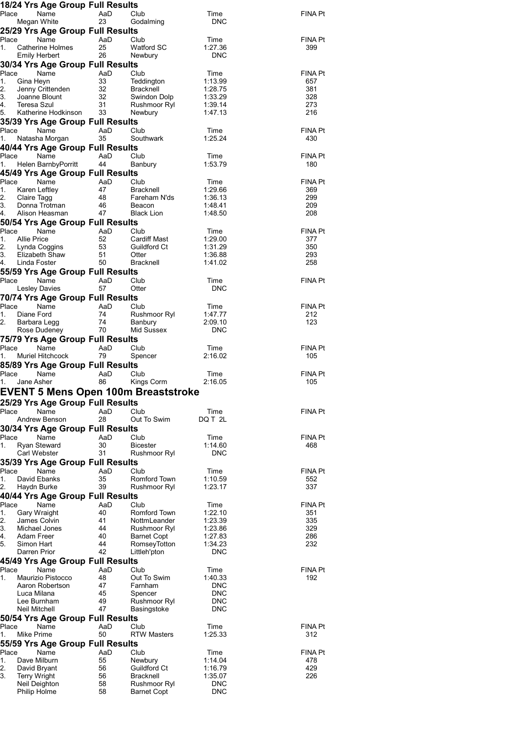### 18/24 Yrs Age Group Full Results

| Place | Name | AaD | Club | Time | FINA Pt |
|---|---|---|---|---|---|
| | Megan White | 23 | Godalming | DNC | |

### 25/29 Yrs Age Group Full Results

| Place | Name | AaD | Club | Time | FINA Pt |
|---|---|---|---|---|---|
| 1. | Catherine Holmes | 25 | Watford SC | 1:27.36 | 399 |
| | Emily Herbert | 26 | Newbury | DNC | |

### 30/34 Yrs Age Group Full Results

| Place | Name | AaD | Club | Time | FINA Pt |
|---|---|---|---|---|---|
| 1. | Gina Heyn | 33 | Teddington | 1:13.99 | 657 |
| 2. | Jenny Crittenden | 32 | Bracknell | 1:28.75 | 381 |
| 3. | Joanne Blount | 32 | Swindon Dolp | 1:33.29 | 328 |
| 4. | Teresa Szul | 31 | Rushmoor Ryl | 1:39.14 | 273 |
| 5. | Katherine Hodkinson | 33 | Newbury | 1:47.13 | 216 |

### 35/39 Yrs Age Group Full Results

| Place | Name | AaD | Club | Time | FINA Pt |
|---|---|---|---|---|---|
| 1. | Natasha Morgan | 35 | Southwark | 1:25.24 | 430 |

### 40/44 Yrs Age Group Full Results

| Place | Name | AaD | Club | Time | FINA Pt |
|---|---|---|---|---|---|
| 1. | Helen BarnbyPorritt | 44 | Banbury | 1:53.79 | 180 |

### 45/49 Yrs Age Group Full Results

| Place | Name | AaD | Club | Time | FINA Pt |
|---|---|---|---|---|---|
| 1. | Karen Leftley | 47 | Bracknell | 1:29.66 | 369 |
| 2. | Claire Tagg | 48 | Fareham N'ds | 1:36.13 | 299 |
| 3. | Donna Trotman | 46 | Beacon | 1:48.41 | 209 |
| 4. | Alison Heasman | 47 | Black Lion | 1:48.50 | 208 |

### 50/54 Yrs Age Group Full Results

| Place | Name | AaD | Club | Time | FINA Pt |
|---|---|---|---|---|---|
| 1. | Allie Price | 52 | Cardiff Mast | 1:29.00 | 377 |
| 2. | Lynda Coggins | 53 | Guildford Ct | 1:31.29 | 350 |
| 3. | Elizabeth Shaw | 51 | Otter | 1:36.88 | 293 |
| 4. | Linda Foster | 50 | Bracknell | 1:41.02 | 258 |

### 55/59 Yrs Age Group Full Results

| Place | Name | AaD | Club | Time | FINA Pt |
|---|---|---|---|---|---|
| | Lesley Davies | 57 | Otter | DNC | |

### 70/74 Yrs Age Group Full Results

| Place | Name | AaD | Club | Time | FINA Pt |
|---|---|---|---|---|---|
| 1. | Diane Ford | 74 | Rushmoor Ryl | 1:47.77 | 212 |
| 2. | Barbara Legg | 74 | Banbury | 2:09.10 | 123 |
| | Rose Dudeney | 70 | Mid Sussex | DNC | |

### 75/79 Yrs Age Group Full Results

| Place | Name | AaD | Club | Time | FINA Pt |
|---|---|---|---|---|---|
| 1. | Muriel Hitchcock | 79 | Spencer | 2:16.02 | 105 |

### 85/89 Yrs Age Group Full Results

| Place | Name | AaD | Club | Time | FINA Pt |
|---|---|---|---|---|---|
| 1. | Jane Asher | 86 | Kings Corm | 2:16.05 | 105 |

## EVENT 5 Mens Open 100m Breaststroke

### 25/29 Yrs Age Group Full Results

| Place | Name | AaD | Club | Time | FINA Pt |
|---|---|---|---|---|---|
| | Andrew Benson | 28 | Out To Swim | DQ T 2L | |

### 30/34 Yrs Age Group Full Results

| Place | Name | AaD | Club | Time | FINA Pt |
|---|---|---|---|---|---|
| 1. | Ryan Steward | 30 | Bicester | 1:14.60 | 468 |
| | Carl Webster | 31 | Rushmoor Ryl | DNC | |

### 35/39 Yrs Age Group Full Results

| Place | Name | AaD | Club | Time | FINA Pt |
|---|---|---|---|---|---|
| 1. | David Ebanks | 35 | Romford Town | 1:10.59 | 552 |
| 2. | Haydn Burke | 39 | Rushmoor Ryl | 1:23.17 | 337 |

### 40/44 Yrs Age Group Full Results

| Place | Name | AaD | Club | Time | FINA Pt |
|---|---|---|---|---|---|
| 1. | Gary Wraight | 40 | Romford Town | 1:22.10 | 351 |
| 2. | James Colvin | 41 | NottmLeander | 1:23.39 | 335 |
| 3. | Michael Jones | 44 | Rushmoor Ryl | 1:23.86 | 329 |
| 4. | Adam Freer | 40 | Barnet Copt | 1:27.83 | 286 |
| 5. | Simon Hart | 44 | RomseyTotton | 1:34.23 | 232 |
| | Darren Prior | 42 | Littleh'pton | DNC | |

### 45/49 Yrs Age Group Full Results

| Place | Name | AaD | Club | Time | FINA Pt |
|---|---|---|---|---|---|
| 1. | Maurizio Pistocco | 48 | Out To Swim | 1:40.33 | 192 |
| | Aaron Robertson | 47 | Farnham | DNC | |
| | Luca Milana | 45 | Spencer | DNC | |
| | Lee Burnham | 49 | Rushmoor Ryl | DNC | |
| | Neil Mitchell | 47 | Basingstoke | DNC | |

### 50/54 Yrs Age Group Full Results

| Place | Name | AaD | Club | Time | FINA Pt |
|---|---|---|---|---|---|
| 1. | Mike Prime | 50 | RTW Masters | 1:25.33 | 312 |

### 55/59 Yrs Age Group Full Results

| Place | Name | AaD | Club | Time | FINA Pt |
|---|---|---|---|---|---|
| 1. | Dave Milburn | 55 | Newbury | 1:14.04 | 478 |
| 2. | David Bryant | 56 | Guildford Ct | 1:16.79 | 429 |
| 3. | Terry Wright | 56 | Bracknell | 1:35.07 | 226 |
| | Neil Deighton | 58 | Rushmoor Ryl | DNC | |
| | Philip Holme | 58 | Barnet Copt | DNC | |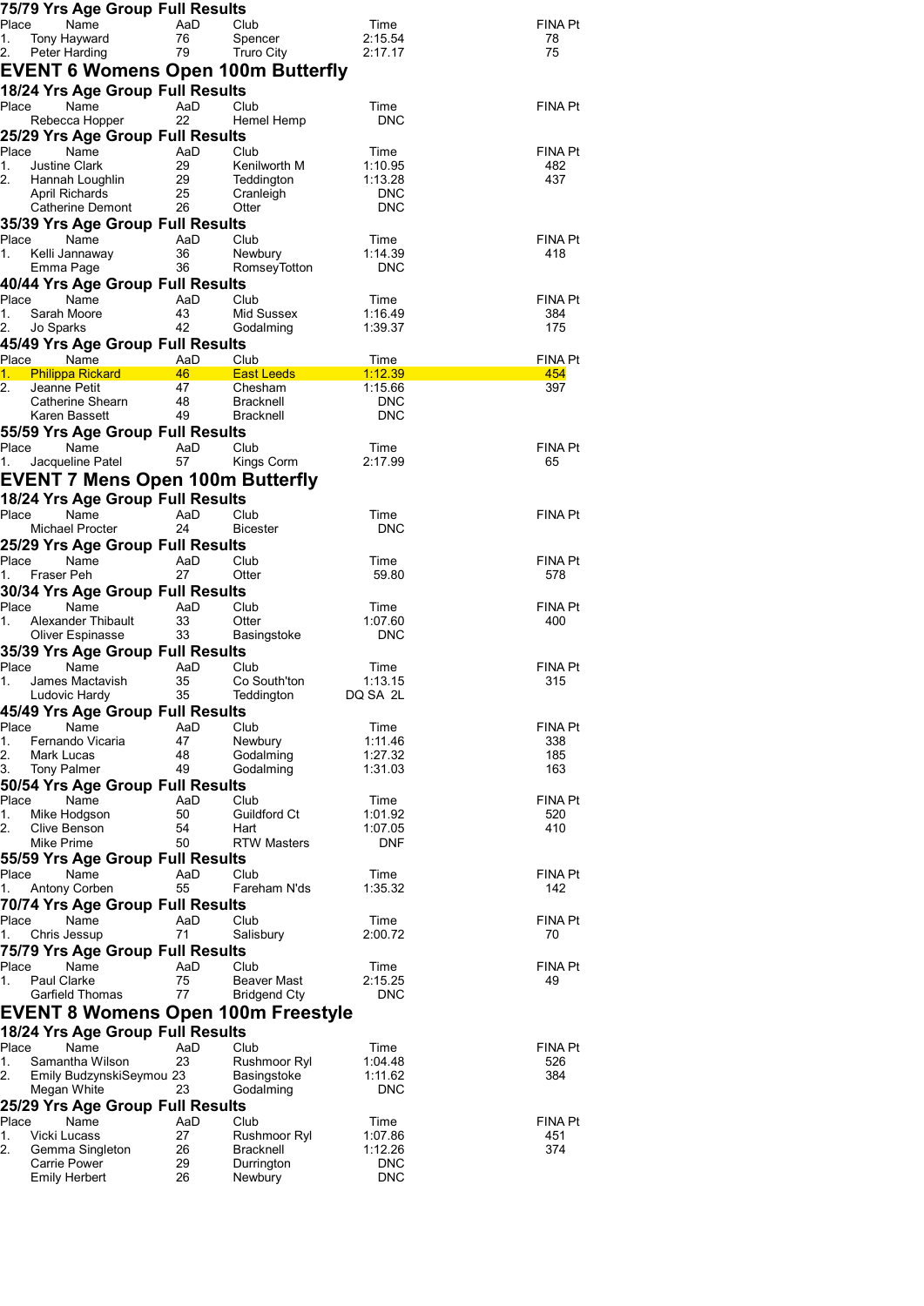## 75/79 Yrs Age Group Full Results

| Place | Name | AaD | Club | Time | FINA Pt |
|---|---|---|---|---|---|
| 1. | Tony Hayward | 76 | Spencer | 2:15.54 | 78 |
| 2. | Peter Harding | 79 | Truro City | 2:17.17 | 75 |

# EVENT 6 Womens Open 100m Butterfly

## 18/24 Yrs Age Group Full Results

| Place | Name | AaD | Club | Time | FINA Pt |
|---|---|---|---|---|---|
| | Rebecca Hopper | 22 | Hemel Hemp | DNC | |

## 25/29 Yrs Age Group Full Results

| Place | Name | AaD | Club | Time | FINA Pt |
|---|---|---|---|---|---|
| 1. | Justine Clark | 29 | Kenilworth M | 1:10.95 | 482 |
| 2. | Hannah Loughlin | 29 | Teddington | 1:13.28 | 437 |
| | April Richards | 25 | Cranleigh | DNC | |
| | Catherine Demont | 26 | Otter | DNC | |

## 35/39 Yrs Age Group Full Results

| Place | Name | AaD | Club | Time | FINA Pt |
|---|---|---|---|---|---|
| 1. | Kelli Jannaway | 36 | Newbury | 1:14.39 | 418 |
| | Emma Page | 36 | RomseyTotton | DNC | |

## 40/44 Yrs Age Group Full Results

| Place | Name | AaD | Club | Time | FINA Pt |
|---|---|---|---|---|---|
| 1. | Sarah Moore | 43 | Mid Sussex | 1:16.49 | 384 |
| 2. | Jo Sparks | 42 | Godalming | 1:39.37 | 175 |

## 45/49 Yrs Age Group Full Results

| Place | Name | AaD | Club | Time | FINA Pt |
|---|---|---|---|---|---|
| 1. | Philippa Rickard | 46 | East Leeds | 1:12.39 | 454 |
| 2. | Jeanne Petit | 47 | Chesham | 1:15.66 | 397 |
| | Catherine Shearn | 48 | Bracknell | DNC | |
| | Karen Bassett | 49 | Bracknell | DNC | |

## 55/59 Yrs Age Group Full Results

| Place | Name | AaD | Club | Time | FINA Pt |
|---|---|---|---|---|---|
| 1. | Jacqueline Patel | 57 | Kings Corm | 2:17.99 | 65 |

# EVENT 7 Mens Open 100m Butterfly

## 18/24 Yrs Age Group Full Results

| Place | Name | AaD | Club | Time | FINA Pt |
|---|---|---|---|---|---|
| | Michael Procter | 24 | Bicester | DNC | |

## 25/29 Yrs Age Group Full Results

| Place | Name | AaD | Club | Time | FINA Pt |
|---|---|---|---|---|---|
| 1. | Fraser Peh | 27 | Otter | 59.80 | 578 |

## 30/34 Yrs Age Group Full Results

| Place | Name | AaD | Club | Time | FINA Pt |
|---|---|---|---|---|---|
| 1. | Alexander Thibault | 33 | Otter | 1:07.60 | 400 |
| | Oliver Espinasse | 33 | Basingstoke | DNC | |

## 35/39 Yrs Age Group Full Results

| Place | Name | AaD | Club | Time | FINA Pt |
|---|---|---|---|---|---|
| 1. | James Mactavish | 35 | Co South'ton | 1:13.15 | 315 |
| | Ludovic Hardy | 35 | Teddington | DQ SA 2L | |

## 45/49 Yrs Age Group Full Results

| Place | Name | AaD | Club | Time | FINA Pt |
|---|---|---|---|---|---|
| 1. | Fernando Vicaria | 47 | Newbury | 1:11.46 | 338 |
| 2. | Mark Lucas | 48 | Godalming | 1:27.32 | 185 |
| 3. | Tony Palmer | 49 | Godalming | 1:31.03 | 163 |

## 50/54 Yrs Age Group Full Results

| Place | Name | AaD | Club | Time | FINA Pt |
|---|---|---|---|---|---|
| 1. | Mike Hodgson | 50 | Guildford Ct | 1:01.92 | 520 |
| 2. | Clive Benson | 54 | Hart | 1:07.05 | 410 |
| | Mike Prime | 50 | RTW Masters | DNF | |

## 55/59 Yrs Age Group Full Results

| Place | Name | AaD | Club | Time | FINA Pt |
|---|---|---|---|---|---|
| 1. | Antony Corben | 55 | Fareham N'ds | 1:35.32 | 142 |

## 70/74 Yrs Age Group Full Results

| Place | Name | AaD | Club | Time | FINA Pt |
|---|---|---|---|---|---|
| 1. | Chris Jessup | 71 | Salisbury | 2:00.72 | 70 |

## 75/79 Yrs Age Group Full Results

| Place | Name | AaD | Club | Time | FINA Pt |
|---|---|---|---|---|---|
| 1. | Paul Clarke | 75 | Beaver Mast | 2:15.25 | 49 |
| | Garfield Thomas | 77 | Bridgend Cty | DNC | |

# EVENT 8 Womens Open 100m Freestyle

## 18/24 Yrs Age Group Full Results

| Place | Name | AaD | Club | Time | FINA Pt |
|---|---|---|---|---|---|
| 1. | Samantha Wilson | 23 | Rushmoor Ryl | 1:04.48 | 526 |
| 2. | Emily BudzynskiSeymou | 23 | Basingstoke | 1:11.62 | 384 |
| | Megan White | 23 | Godalming | DNC | |

## 25/29 Yrs Age Group Full Results

| Place | Name | AaD | Club | Time | FINA Pt |
|---|---|---|---|---|---|
| 1. | Vicki Lucass | 27 | Rushmoor Ryl | 1:07.86 | 451 |
| 2. | Gemma Singleton | 26 | Bracknell | 1:12.26 | 374 |
| | Carrie Power | 29 | Durrington | DNC | |
| | Emily Herbert | 26 | Newbury | DNC | |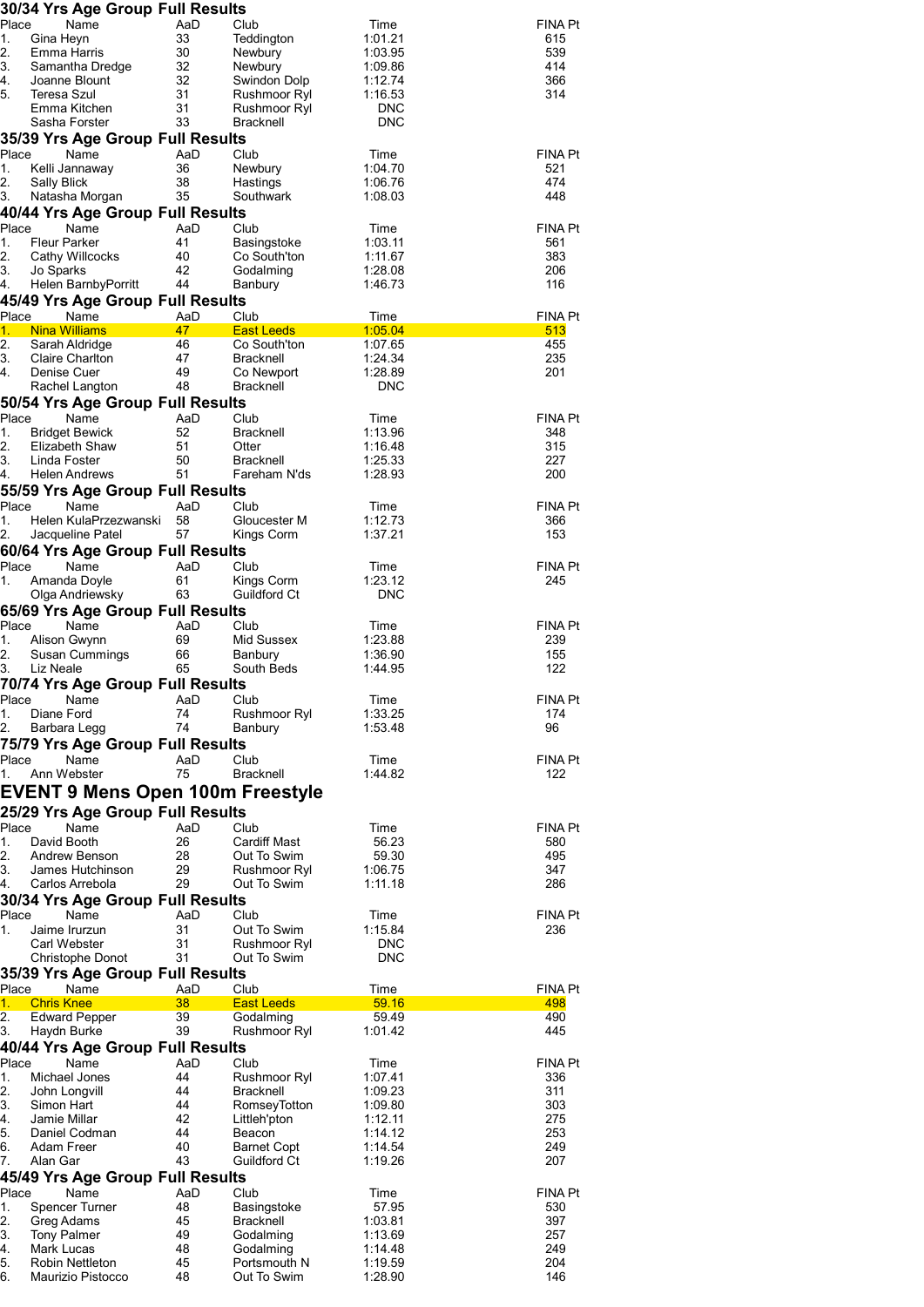## 30/34 Yrs Age Group Full Results

| Place | Name | AaD | Club | Time | FINA Pt |
|---|---|---|---|---|---|
| 1. | Gina Heyn | 33 | Teddington | 1:01.21 | 615 |
| 2. | Emma Harris | 30 | Newbury | 1:03.95 | 539 |
| 3. | Samantha Dredge | 32 | Newbury | 1:09.86 | 414 |
| 4. | Joanne Blount | 32 | Swindon Dolp | 1:12.74 | 366 |
| 5. | Teresa Szul | 31 | Rushmoor Ryl | 1:16.53 | 314 |
| | Emma Kitchen | 31 | Rushmoor Ryl | DNC | |
| | Sasha Forster | 33 | Bracknell | DNC | |

## 35/39 Yrs Age Group Full Results

| Place | Name | AaD | Club | Time | FINA Pt |
|---|---|---|---|---|---|
| 1. | Kelli Jannaway | 36 | Newbury | 1:04.70 | 521 |
| 2. | Sally Blick | 38 | Hastings | 1:06.76 | 474 |
| 3. | Natasha Morgan | 35 | Southwark | 1:08.03 | 448 |

## 40/44 Yrs Age Group Full Results

| Place | Name | AaD | Club | Time | FINA Pt |
|---|---|---|---|---|---|
| 1. | Fleur Parker | 41 | Basingstoke | 1:03.11 | 561 |
| 2. | Cathy Willcocks | 40 | Co South'ton | 1:11.67 | 383 |
| 3. | Jo Sparks | 42 | Godalming | 1:28.08 | 206 |
| 4. | Helen BarnbyPorritt | 44 | Banbury | 1:46.73 | 116 |

## 45/49 Yrs Age Group Full Results

| Place | Name | AaD | Club | Time | FINA Pt |
|---|---|---|---|---|---|
| 1. | Nina Williams | 47 | East Leeds | 1:05.04 | 513 |
| 2. | Sarah Aldridge | 46 | Co South'ton | 1:07.65 | 455 |
| 3. | Claire Charlton | 47 | Bracknell | 1:24.34 | 235 |
| 4. | Denise Cuer | 49 | Co Newport | 1:28.89 | 201 |
| | Rachel Langton | 48 | Bracknell | DNC | |

## 50/54 Yrs Age Group Full Results

| Place | Name | AaD | Club | Time | FINA Pt |
|---|---|---|---|---|---|
| 1. | Bridget Bewick | 52 | Bracknell | 1:13.96 | 348 |
| 2. | Elizabeth Shaw | 51 | Otter | 1:16.48 | 315 |
| 3. | Linda Foster | 50 | Bracknell | 1:25.33 | 227 |
| 4. | Helen Andrews | 51 | Fareham N'ds | 1:28.93 | 200 |

## 55/59 Yrs Age Group Full Results

| Place | Name | AaD | Club | Time | FINA Pt |
|---|---|---|---|---|---|
| 1. | Helen KulaPrzezwanski | 58 | Gloucester M | 1:12.73 | 366 |
| 2. | Jacqueline Patel | 57 | Kings Corm | 1:37.21 | 153 |

## 60/64 Yrs Age Group Full Results

| Place | Name | AaD | Club | Time | FINA Pt |
|---|---|---|---|---|---|
| 1. | Amanda Doyle | 61 | Kings Corm | 1:23.12 | 245 |
| | Olga Andriewsky | 63 | Guildford Ct | DNC | |

## 65/69 Yrs Age Group Full Results

| Place | Name | AaD | Club | Time | FINA Pt |
|---|---|---|---|---|---|
| 1. | Alison Gwynn | 69 | Mid Sussex | 1:23.88 | 239 |
| 2. | Susan Cummings | 66 | Banbury | 1:36.90 | 155 |
| 3. | Liz Neale | 65 | South Beds | 1:44.95 | 122 |

## 70/74 Yrs Age Group Full Results

| Place | Name | AaD | Club | Time | FINA Pt |
|---|---|---|---|---|---|
| 1. | Diane Ford | 74 | Rushmoor Ryl | 1:33.25 | 174 |
| 2. | Barbara Legg | 74 | Banbury | 1:53.48 | 96 |

## 75/79 Yrs Age Group Full Results

| Place | Name | AaD | Club | Time | FINA Pt |
|---|---|---|---|---|---|
| 1. | Ann Webster | 75 | Bracknell | 1:44.82 | 122 |

# EVENT 9 Mens Open 100m Freestyle

## 25/29 Yrs Age Group Full Results

| Place | Name | AaD | Club | Time | FINA Pt |
|---|---|---|---|---|---|
| 1. | David Booth | 26 | Cardiff Mast | 56.23 | 580 |
| 2. | Andrew Benson | 28 | Out To Swim | 59.30 | 495 |
| 3. | James Hutchinson | 29 | Rushmoor Ryl | 1:06.75 | 347 |
| 4. | Carlos Arrebola | 29 | Out To Swim | 1:11.18 | 286 |

## 30/34 Yrs Age Group Full Results

| Place | Name | AaD | Club | Time | FINA Pt |
|---|---|---|---|---|---|
| 1. | Jaime Irurzun | 31 | Out To Swim | 1:15.84 | 236 |
| | Carl Webster | 31 | Rushmoor Ryl | DNC | |
| | Christophe Donot | 31 | Out To Swim | DNC | |

## 35/39 Yrs Age Group Full Results

| Place | Name | AaD | Club | Time | FINA Pt |
|---|---|---|---|---|---|
| 1. | Chris Knee | 38 | East Leeds | 59.16 | 498 |
| 2. | Edward Pepper | 39 | Godalming | 59.49 | 490 |
| 3. | Haydn Burke | 39 | Rushmoor Ryl | 1:01.42 | 445 |

## 40/44 Yrs Age Group Full Results

| Place | Name | AaD | Club | Time | FINA Pt |
|---|---|---|---|---|---|
| 1. | Michael Jones | 44 | Rushmoor Ryl | 1:07.41 | 336 |
| 2. | John Longvill | 44 | Bracknell | 1:09.23 | 311 |
| 3. | Simon Hart | 44 | RomseyTotton | 1:09.80 | 303 |
| 4. | Jamie Millar | 42 | Littleh'pton | 1:12.11 | 275 |
| 5. | Daniel Codman | 44 | Beacon | 1:14.12 | 253 |
| 6. | Adam Freer | 40 | Barnet Copt | 1:14.54 | 249 |
| 7. | Alan Gar | 43 | Guildford Ct | 1:19.26 | 207 |

## 45/49 Yrs Age Group Full Results

| Place | Name | AaD | Club | Time | FINA Pt |
|---|---|---|---|---|---|
| 1. | Spencer Turner | 48 | Basingstoke | 57.95 | 530 |
| 2. | Greg Adams | 45 | Bracknell | 1:03.81 | 397 |
| 3. | Tony Palmer | 49 | Godalming | 1:13.69 | 257 |
| 4. | Mark Lucas | 48 | Godalming | 1:14.48 | 249 |
| 5. | Robin Nettleton | 45 | Portsmouth N | 1:19.59 | 204 |
| 6. | Maurizio Pistocco | 48 | Out To Swim | 1:28.90 | 146 |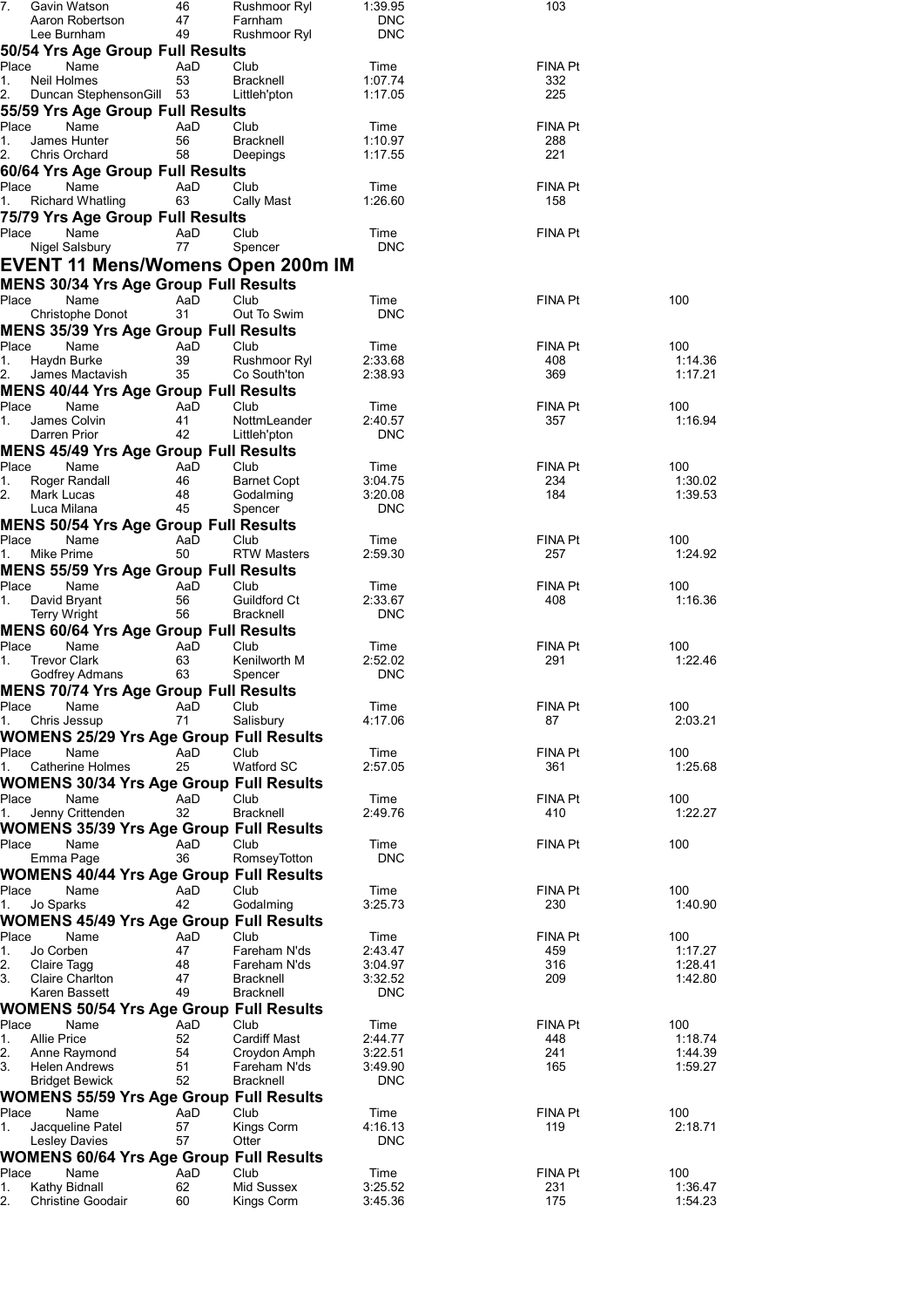| Place | Name | AaD | Club | Time | FINA Pt |
|---|---|---|---|---|---|
| 7. | Gavin Watson | 46 | Rushmoor Ryl | 1:39.95 | 103 |
| | Aaron Robertson | 47 | Farnham | DNC | |
| | Lee Burnham | 49 | Rushmoor Ryl | DNC | |

### 50/54 Yrs Age Group Full Results

| Place | Name | AaD | Club | Time | FINA Pt |
|---|---|---|---|---|---|
| 1. | Neil Holmes | 53 | Bracknell | 1:07.74 | 332 |
| 2. | Duncan StephensonGill | 53 | Littleh'pton | 1:17.05 | 225 |

### 55/59 Yrs Age Group Full Results

| Place | Name | AaD | Club | Time | FINA Pt |
|---|---|---|---|---|---|
| 1. | James Hunter | 56 | Bracknell | 1:10.97 | 288 |
| 2. | Chris Orchard | 58 | Deepings | 1:17.55 | 221 |

### 60/64 Yrs Age Group Full Results

| Place | Name | AaD | Club | Time | FINA Pt |
|---|---|---|---|---|---|
| 1. | Richard Whatling | 63 | Cally Mast | 1:26.60 | 158 |

### 75/79 Yrs Age Group Full Results

| Place | Name | AaD | Club | Time | FINA Pt |
|---|---|---|---|---|---|
| | Nigel Salsbury | 77 | Spencer | DNC | |

## EVENT 11 Mens/Womens Open 200m IM

### MENS 30/34 Yrs Age Group Full Results

| Place | Name | AaD | Club | Time | FINA Pt | 100 |
|---|---|---|---|---|---|---|
| | Christophe Donot | 31 | Out To Swim | DNC | | |

### MENS 35/39 Yrs Age Group Full Results

| Place | Name | AaD | Club | Time | FINA Pt | 100 |
|---|---|---|---|---|---|---|
| 1. | Haydn Burke | 39 | Rushmoor Ryl | 2:33.68 | 408 | 1:14.36 |
| 2. | James Mactavish | 35 | Co South'ton | 2:38.93 | 369 | 1:17.21 |

### MENS 40/44 Yrs Age Group Full Results

| Place | Name | AaD | Club | Time | FINA Pt | 100 |
|---|---|---|---|---|---|---|
| 1. | James Colvin | 41 | NottmLeander | 2:40.57 | 357 | 1:16.94 |
| | Darren Prior | 42 | Littleh'pton | DNC | | |

### MENS 45/49 Yrs Age Group Full Results

| Place | Name | AaD | Club | Time | FINA Pt | 100 |
|---|---|---|---|---|---|---|
| 1. | Roger Randall | 46 | Barnet Copt | 3:04.75 | 234 | 1:30.02 |
| 2. | Mark Lucas | 48 | Godalming | 3:20.08 | 184 | 1:39.53 |
| | Luca Milana | 45 | Spencer | DNC | | |

### MENS 50/54 Yrs Age Group Full Results

| Place | Name | AaD | Club | Time | FINA Pt | 100 |
|---|---|---|---|---|---|---|
| 1. | Mike Prime | 50 | RTW Masters | 2:59.30 | 257 | 1:24.92 |

### MENS 55/59 Yrs Age Group Full Results

| Place | Name | AaD | Club | Time | FINA Pt | 100 |
|---|---|---|---|---|---|---|
| 1. | David Bryant | 56 | Guildford Ct | 2:33.67 | 408 | 1:16.36 |
| | Terry Wright | 56 | Bracknell | DNC | | |

### MENS 60/64 Yrs Age Group Full Results

| Place | Name | AaD | Club | Time | FINA Pt | 100 |
|---|---|---|---|---|---|---|
| 1. | Trevor Clark | 63 | Kenilworth M | 2:52.02 | 291 | 1:22.46 |
| | Godfrey Admans | 63 | Spencer | DNC | | |

### MENS 70/74 Yrs Age Group Full Results

| Place | Name | AaD | Club | Time | FINA Pt | 100 |
|---|---|---|---|---|---|---|
| 1. | Chris Jessup | 71 | Salisbury | 4:17.06 | 87 | 2:03.21 |

### WOMENS 25/29 Yrs Age Group Full Results

| Place | Name | AaD | Club | Time | FINA Pt | 100 |
|---|---|---|---|---|---|---|
| 1. | Catherine Holmes | 25 | Watford SC | 2:57.05 | 361 | 1:25.68 |

### WOMENS 30/34 Yrs Age Group Full Results

| Place | Name | AaD | Club | Time | FINA Pt | 100 |
|---|---|---|---|---|---|---|
| 1. | Jenny Crittenden | 32 | Bracknell | 2:49.76 | 410 | 1:22.27 |

### WOMENS 35/39 Yrs Age Group Full Results

| Place | Name | AaD | Club | Time | FINA Pt | 100 |
|---|---|---|---|---|---|---|
| | Emma Page | 36 | RomseyTotton | DNC | | |

### WOMENS 40/44 Yrs Age Group Full Results

| Place | Name | AaD | Club | Time | FINA Pt | 100 |
|---|---|---|---|---|---|---|
| 1. | Jo Sparks | 42 | Godalming | 3:25.73 | 230 | 1:40.90 |

### WOMENS 45/49 Yrs Age Group Full Results

| Place | Name | AaD | Club | Time | FINA Pt | 100 |
|---|---|---|---|---|---|---|
| 1. | Jo Corben | 47 | Fareham N'ds | 2:43.47 | 459 | 1:17.27 |
| 2. | Claire Tagg | 48 | Fareham N'ds | 3:04.97 | 316 | 1:28.41 |
| 3. | Claire Charlton | 47 | Bracknell | 3:32.52 | 209 | 1:42.80 |
| | Karen Bassett | 49 | Bracknell | DNC | | |

### WOMENS 50/54 Yrs Age Group Full Results

| Place | Name | AaD | Club | Time | FINA Pt | 100 |
|---|---|---|---|---|---|---|
| 1. | Allie Price | 52 | Cardiff Mast | 2:44.77 | 448 | 1:18.74 |
| 2. | Anne Raymond | 54 | Croydon Amph | 3:22.51 | 241 | 1:44.39 |
| 3. | Helen Andrews | 51 | Fareham N'ds | 3:49.90 | 165 | 1:59.27 |
| | Bridget Bewick | 52 | Bracknell | DNC | | |

### WOMENS 55/59 Yrs Age Group Full Results

| Place | Name | AaD | Club | Time | FINA Pt | 100 |
|---|---|---|---|---|---|---|
| 1. | Jacqueline Patel | 57 | Kings Corm | 4:16.13 | 119 | 2:18.71 |
| | Lesley Davies | 57 | Otter | DNC | | |

### WOMENS 60/64 Yrs Age Group Full Results

| Place | Name | AaD | Club | Time | FINA Pt | 100 |
|---|---|---|---|---|---|---|
| 1. | Kathy Bidnall | 62 | Mid Sussex | 3:25.52 | 231 | 1:36.47 |
| 2. | Christine Goodair | 60 | Kings Corm | 3:45.36 | 175 | 1:54.23 |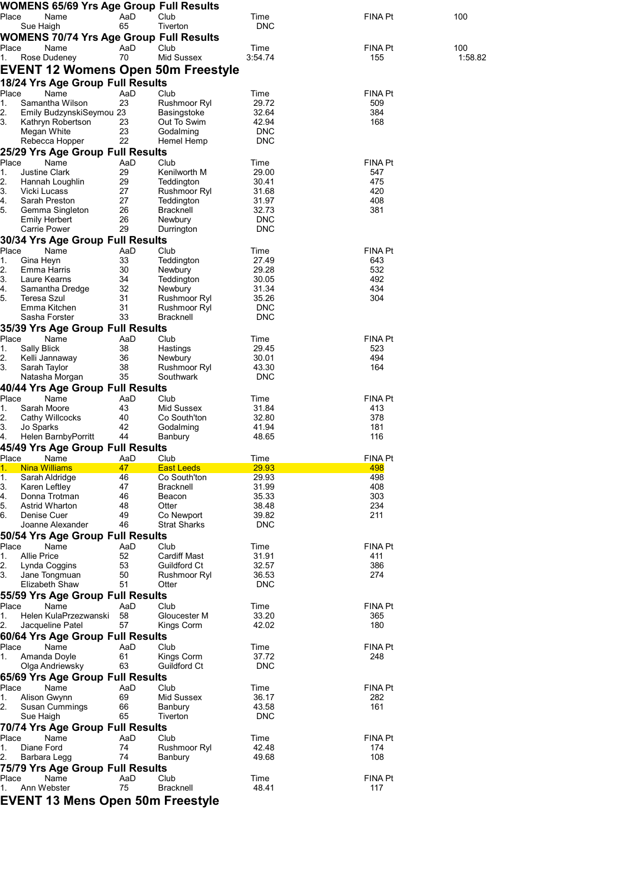## WOMENS 65/69 Yrs Age Group Full Results

| Place | Name | AaD | Club | Time | FINA Pt | 100 |
|---|---|---|---|---|---|---|
| | Sue Haigh | 65 | Tiverton | DNC | | |

## WOMENS 70/74 Yrs Age Group Full Results

| Place | Name | AaD | Club | Time | FINA Pt | 100 |
|---|---|---|---|---|---|---|
| 1. | Rose Dudeney | 70 | Mid Sussex | 3:54.74 | 155 | 1:58.82 |

# EVENT 12 Womens Open 50m Freestyle

## 18/24 Yrs Age Group Full Results

| Place | Name | AaD | Club | Time | FINA Pt |
|---|---|---|---|---|---|
| 1. | Samantha Wilson | 23 | Rushmoor Ryl | 29.72 | 509 |
| 2. | Emily BudzynskiSeymou | 23 | Basingstoke | 32.64 | 384 |
| 3. | Kathryn Robertson | 23 | Out To Swim | 42.94 | 168 |
| | Megan White | 23 | Godalming | DNC | |
| | Rebecca Hopper | 22 | Hemel Hemp | DNC | |

## 25/29 Yrs Age Group Full Results

| Place | Name | AaD | Club | Time | FINA Pt |
|---|---|---|---|---|---|
| 1. | Justine Clark | 29 | Kenilworth M | 29.00 | 547 |
| 2. | Hannah Loughlin | 29 | Teddington | 30.41 | 475 |
| 3. | Vicki Lucass | 27 | Rushmoor Ryl | 31.68 | 420 |
| 4. | Sarah Preston | 27 | Teddington | 31.97 | 408 |
| 5. | Gemma Singleton | 26 | Bracknell | 32.73 | 381 |
| | Emily Herbert | 26 | Newbury | DNC | |
| | Carrie Power | 29 | Durrington | DNC | |

## 30/34 Yrs Age Group Full Results

| Place | Name | AaD | Club | Time | FINA Pt |
|---|---|---|---|---|---|
| 1. | Gina Heyn | 33 | Teddington | 27.49 | 643 |
| 2. | Emma Harris | 30 | Newbury | 29.28 | 532 |
| 3. | Laure Kearns | 34 | Teddington | 30.05 | 492 |
| 4. | Samantha Dredge | 32 | Newbury | 31.34 | 434 |
| 5. | Teresa Szul | 31 | Rushmoor Ryl | 35.26 | 304 |
| | Emma Kitchen | 31 | Rushmoor Ryl | DNC | |
| | Sasha Forster | 33 | Bracknell | DNC | |

## 35/39 Yrs Age Group Full Results

| Place | Name | AaD | Club | Time | FINA Pt |
|---|---|---|---|---|---|
| 1. | Sally Blick | 38 | Hastings | 29.45 | 523 |
| 2. | Kelli Jannaway | 36 | Newbury | 30.01 | 494 |
| 3. | Sarah Taylor | 38 | Rushmoor Ryl | 43.30 | 164 |
| | Natasha Morgan | 35 | Southwark | DNC | |

## 40/44 Yrs Age Group Full Results

| Place | Name | AaD | Club | Time | FINA Pt |
|---|---|---|---|---|---|
| 1. | Sarah Moore | 43 | Mid Sussex | 31.84 | 413 |
| 2. | Cathy Willcocks | 40 | Co South'ton | 32.80 | 378 |
| 3. | Jo Sparks | 42 | Godalming | 41.94 | 181 |
| 4. | Helen BarnbyPorritt | 44 | Banbury | 48.65 | 116 |

## 45/49 Yrs Age Group Full Results

| Place | Name | AaD | Club | Time | FINA Pt |
|---|---|---|---|---|---|
| 1. | Nina Williams | 47 | East Leeds | 29.93 | 498 |
| 1. | Sarah Aldridge | 46 | Co South'ton | 29.93 | 498 |
| 3. | Karen Leftley | 47 | Bracknell | 31.99 | 408 |
| 4. | Donna Trotman | 46 | Beacon | 35.33 | 303 |
| 5. | Astrid Wharton | 48 | Otter | 38.48 | 234 |
| 6. | Denise Cuer | 49 | Co Newport | 39.82 | 211 |
| | Joanne Alexander | 46 | Strat Sharks | DNC | |

## 50/54 Yrs Age Group Full Results

| Place | Name | AaD | Club | Time | FINA Pt |
|---|---|---|---|---|---|
| 1. | Allie Price | 52 | Cardiff Mast | 31.91 | 411 |
| 2. | Lynda Coggins | 53 | Guildford Ct | 32.57 | 386 |
| 3. | Jane Tongmuan | 50 | Rushmoor Ryl | 36.53 | 274 |
| | Elizabeth Shaw | 51 | Otter | DNC | |

## 55/59 Yrs Age Group Full Results

| Place | Name | AaD | Club | Time | FINA Pt |
|---|---|---|---|---|---|
| 1. | Helen KulaPrzezwanski | 58 | Gloucester M | 33.20 | 365 |
| 2. | Jacqueline Patel | 57 | Kings Corm | 42.02 | 180 |

## 60/64 Yrs Age Group Full Results

| Place | Name | AaD | Club | Time | FINA Pt |
|---|---|---|---|---|---|
| 1. | Amanda Doyle | 61 | Kings Corm | 37.72 | 248 |
| | Olga Andriewsky | 63 | Guildford Ct | DNC | |

## 65/69 Yrs Age Group Full Results

| Place | Name | AaD | Club | Time | FINA Pt |
|---|---|---|---|---|---|
| 1. | Alison Gwynn | 69 | Mid Sussex | 36.17 | 282 |
| 2. | Susan Cummings | 66 | Banbury | 43.58 | 161 |
| | Sue Haigh | 65 | Tiverton | DNC | |

## 70/74 Yrs Age Group Full Results

| Place | Name | AaD | Club | Time | FINA Pt |
|---|---|---|---|---|---|
| 1. | Diane Ford | 74 | Rushmoor Ryl | 42.48 | 174 |
| 2. | Barbara Legg | 74 | Banbury | 49.68 | 108 |

## 75/79 Yrs Age Group Full Results

| Place | Name | AaD | Club | Time | FINA Pt |
|---|---|---|---|---|---|
| 1. | Ann Webster | 75 | Bracknell | 48.41 | 117 |

# EVENT 13 Mens Open 50m Freestyle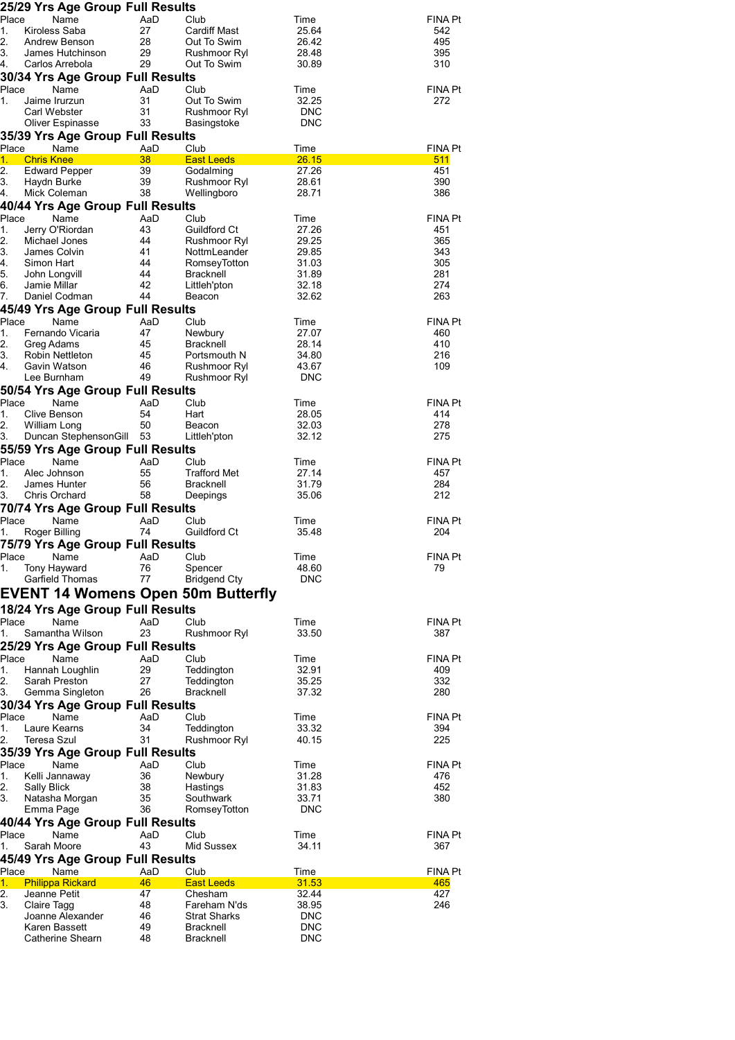### 25/29 Yrs Age Group Full Results

| Place | Name | AaD | Club | Time | FINA Pt |
|---|---|---|---|---|---|
| 1. | Kiroless Saba | 27 | Cardiff Mast | 25.64 | 542 |
| 2. | Andrew Benson | 28 | Out To Swim | 26.42 | 495 |
| 3. | James Hutchinson | 29 | Rushmoor Ryl | 28.48 | 395 |
| 4. | Carlos Arrebola | 29 | Out To Swim | 30.89 | 310 |

### 30/34 Yrs Age Group Full Results

| Place | Name | AaD | Club | Time | FINA Pt |
|---|---|---|---|---|---|
| 1. | Jaime Irurzun | 31 | Out To Swim | 32.25 | 272 |
| | Carl Webster | 31 | Rushmoor Ryl | DNC | |
| | Oliver Espinasse | 33 | Basingstoke | DNC | |

### 35/39 Yrs Age Group Full Results

| Place | Name | AaD | Club | Time | FINA Pt |
|---|---|---|---|---|---|
| 1. | Chris Knee | 38 | East Leeds | 26.15 | 511 |
| 2. | Edward Pepper | 39 | Godalming | 27.26 | 451 |
| 3. | Haydn Burke | 39 | Rushmoor Ryl | 28.61 | 390 |
| 4. | Mick Coleman | 38 | Wellingboro | 28.71 | 386 |

### 40/44 Yrs Age Group Full Results

| Place | Name | AaD | Club | Time | FINA Pt |
|---|---|---|---|---|---|
| 1. | Jerry O'Riordan | 43 | Guildford Ct | 27.26 | 451 |
| 2. | Michael Jones | 44 | Rushmoor Ryl | 29.25 | 365 |
| 3. | James Colvin | 41 | NottmLeander | 29.85 | 343 |
| 4. | Simon Hart | 44 | RomseyTotton | 31.03 | 305 |
| 5. | John Longvill | 44 | Bracknell | 31.89 | 281 |
| 6. | Jamie Millar | 42 | Littleh'pton | 32.18 | 274 |
| 7. | Daniel Codman | 44 | Beacon | 32.62 | 263 |

### 45/49 Yrs Age Group Full Results

| Place | Name | AaD | Club | Time | FINA Pt |
|---|---|---|---|---|---|
| 1. | Fernando Vicaria | 47 | Newbury | 27.07 | 460 |
| 2. | Greg Adams | 45 | Bracknell | 28.14 | 410 |
| 3. | Robin Nettleton | 45 | Portsmouth N | 34.80 | 216 |
| 4. | Gavin Watson | 46 | Rushmoor Ryl | 43.67 | 109 |
| | Lee Burnham | 49 | Rushmoor Ryl | DNC | |

### 50/54 Yrs Age Group Full Results

| Place | Name | AaD | Club | Time | FINA Pt |
|---|---|---|---|---|---|
| 1. | Clive Benson | 54 | Hart | 28.05 | 414 |
| 2. | William Long | 50 | Beacon | 32.03 | 278 |
| 3. | Duncan StephensonGill | 53 | Littleh'pton | 32.12 | 275 |

### 55/59 Yrs Age Group Full Results

| Place | Name | AaD | Club | Time | FINA Pt |
|---|---|---|---|---|---|
| 1. | Alec Johnson | 55 | Trafford Met | 27.14 | 457 |
| 2. | James Hunter | 56 | Bracknell | 31.79 | 284 |
| 3. | Chris Orchard | 58 | Deepings | 35.06 | 212 |

### 70/74 Yrs Age Group Full Results

| Place | Name | AaD | Club | Time | FINA Pt |
|---|---|---|---|---|---|
| 1. | Roger Billing | 74 | Guildford Ct | 35.48 | 204 |

### 75/79 Yrs Age Group Full Results

| Place | Name | AaD | Club | Time | FINA Pt |
|---|---|---|---|---|---|
| 1. | Tony Hayward | 76 | Spencer | 48.60 | 79 |
| | Garfield Thomas | 77 | Bridgend Cty | DNC | |

## EVENT 14 Womens Open 50m Butterfly

### 18/24 Yrs Age Group Full Results

| Place | Name | AaD | Club | Time | FINA Pt |
|---|---|---|---|---|---|
| 1. | Samantha Wilson | 23 | Rushmoor Ryl | 33.50 | 387 |

### 25/29 Yrs Age Group Full Results

| Place | Name | AaD | Club | Time | FINA Pt |
|---|---|---|---|---|---|
| 1. | Hannah Loughlin | 29 | Teddington | 32.91 | 409 |
| 2. | Sarah Preston | 27 | Teddington | 35.25 | 332 |
| 3. | Gemma Singleton | 26 | Bracknell | 37.32 | 280 |

### 30/34 Yrs Age Group Full Results

| Place | Name | AaD | Club | Time | FINA Pt |
|---|---|---|---|---|---|
| 1. | Laure Kearns | 34 | Teddington | 33.32 | 394 |
| 2. | Teresa Szul | 31 | Rushmoor Ryl | 40.15 | 225 |

### 35/39 Yrs Age Group Full Results

| Place | Name | AaD | Club | Time | FINA Pt |
|---|---|---|---|---|---|
| 1. | Kelli Jannaway | 36 | Newbury | 31.28 | 476 |
| 2. | Sally Blick | 38 | Hastings | 31.83 | 452 |
| 3. | Natasha Morgan | 35 | Southwark | 33.71 | 380 |
| | Emma Page | 36 | RomseyTotton | DNC | |

### 40/44 Yrs Age Group Full Results

| Place | Name | AaD | Club | Time | FINA Pt |
|---|---|---|---|---|---|
| 1. | Sarah Moore | 43 | Mid Sussex | 34.11 | 367 |

### 45/49 Yrs Age Group Full Results

| Place | Name | AaD | Club | Time | FINA Pt |
|---|---|---|---|---|---|
| 1. | Philippa Rickard | 46 | East Leeds | 31.53 | 465 |
| 2. | Jeanne Petit | 47 | Chesham | 32.44 | 427 |
| 3. | Claire Tagg | 48 | Fareham N'ds | 38.95 | 246 |
| | Joanne Alexander | 46 | Strat Sharks | DNC | |
| | Karen Bassett | 49 | Bracknell | DNC | |
| | Catherine Shearn | 48 | Bracknell | DNC | |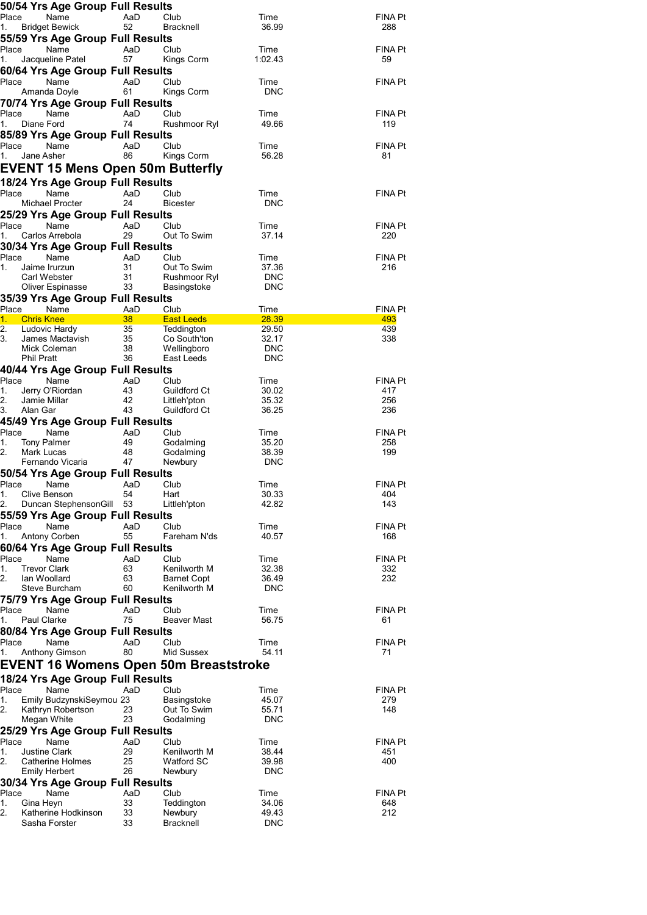### 50/54 Yrs Age Group Full Results

| Place | Name | AaD | Club | Time | FINA Pt |
|---|---|---|---|---|---|
| 1. | Bridget Bewick | 52 | Bracknell | 36.99 | 288 |

### 55/59 Yrs Age Group Full Results

| Place | Name | AaD | Club | Time | FINA Pt |
|---|---|---|---|---|---|
| 1. | Jacqueline Patel | 57 | Kings Corm | 1:02.43 | 59 |

### 60/64 Yrs Age Group Full Results

| Place | Name | AaD | Club | Time | FINA Pt |
|---|---|---|---|---|---|
| | Amanda Doyle | 61 | Kings Corm | DNC | |

### 70/74 Yrs Age Group Full Results

| Place | Name | AaD | Club | Time | FINA Pt |
|---|---|---|---|---|---|
| 1. | Diane Ford | 74 | Rushmoor Ryl | 49.66 | 119 |

### 85/89 Yrs Age Group Full Results

| Place | Name | AaD | Club | Time | FINA Pt |
|---|---|---|---|---|---|
| 1. | Jane Asher | 86 | Kings Corm | 56.28 | 81 |

## EVENT 15 Mens Open 50m Butterfly

### 18/24 Yrs Age Group Full Results

| Place | Name | AaD | Club | Time | FINA Pt |
|---|---|---|---|---|---|
| | Michael Procter | 24 | Bicester | DNC | |

### 25/29 Yrs Age Group Full Results

| Place | Name | AaD | Club | Time | FINA Pt |
|---|---|---|---|---|---|
| 1. | Carlos Arrebola | 29 | Out To Swim | 37.14 | 220 |

### 30/34 Yrs Age Group Full Results

| Place | Name | AaD | Club | Time | FINA Pt |
|---|---|---|---|---|---|
| 1. | Jaime Irurzun | 31 | Out To Swim | 37.36 | 216 |
| | Carl Webster | 31 | Rushmoor Ryl | DNC | |
| | Oliver Espinasse | 33 | Basingstoke | DNC | |

### 35/39 Yrs Age Group Full Results

| Place | Name | AaD | Club | Time | FINA Pt |
|---|---|---|---|---|---|
| 1. | Chris Knee | 38 | East Leeds | 28.39 | 493 |
| 2. | Ludovic Hardy | 35 | Teddington | 29.50 | 439 |
| 3. | James Mactavish | 35 | Co South'ton | 32.17 | 338 |
| | Mick Coleman | 38 | Wellingboro | DNC | |
| | Phil Pratt | 36 | East Leeds | DNC | |

### 40/44 Yrs Age Group Full Results

| Place | Name | AaD | Club | Time | FINA Pt |
|---|---|---|---|---|---|
| 1. | Jerry O'Riordan | 43 | Guildford Ct | 30.02 | 417 |
| 2. | Jamie Millar | 42 | Littleh'pton | 35.32 | 256 |
| 3. | Alan Gar | 43 | Guildford Ct | 36.25 | 236 |

### 45/49 Yrs Age Group Full Results

| Place | Name | AaD | Club | Time | FINA Pt |
|---|---|---|---|---|---|
| 1. | Tony Palmer | 49 | Godalming | 35.20 | 258 |
| 2. | Mark Lucas | 48 | Godalming | 38.39 | 199 |
| | Fernando Vicaria | 47 | Newbury | DNC | |

### 50/54 Yrs Age Group Full Results

| Place | Name | AaD | Club | Time | FINA Pt |
|---|---|---|---|---|---|
| 1. | Clive Benson | 54 | Hart | 30.33 | 404 |
| 2. | Duncan StephensonGill | 53 | Littleh'pton | 42.82 | 143 |

### 55/59 Yrs Age Group Full Results

| Place | Name | AaD | Club | Time | FINA Pt |
|---|---|---|---|---|---|
| 1. | Antony Corben | 55 | Fareham N'ds | 40.57 | 168 |

### 60/64 Yrs Age Group Full Results

| Place | Name | AaD | Club | Time | FINA Pt |
|---|---|---|---|---|---|
| 1. | Trevor Clark | 63 | Kenilworth M | 32.38 | 332 |
| 2. | Ian Woollard | 63 | Barnet Copt | 36.49 | 232 |
| | Steve Burcham | 60 | Kenilworth M | DNC | |

### 75/79 Yrs Age Group Full Results

| Place | Name | AaD | Club | Time | FINA Pt |
|---|---|---|---|---|---|
| 1. | Paul Clarke | 75 | Beaver Mast | 56.75 | 61 |

### 80/84 Yrs Age Group Full Results

| Place | Name | AaD | Club | Time | FINA Pt |
|---|---|---|---|---|---|
| 1. | Anthony Gimson | 80 | Mid Sussex | 54.11 | 71 |

## EVENT 16 Womens Open 50m Breaststroke

### 18/24 Yrs Age Group Full Results

| Place | Name | AaD | Club | Time | FINA Pt |
|---|---|---|---|---|---|
| 1. | Emily BudzynskiSeymou | 23 | Basingstoke | 45.07 | 279 |
| 2. | Kathryn Robertson | 23 | Out To Swim | 55.71 | 148 |
| | Megan White | 23 | Godalming | DNC | |

### 25/29 Yrs Age Group Full Results

| Place | Name | AaD | Club | Time | FINA Pt |
|---|---|---|---|---|---|
| 1. | Justine Clark | 29 | Kenilworth M | 38.44 | 451 |
| 2. | Catherine Holmes | 25 | Watford SC | 39.98 | 400 |
| | Emily Herbert | 26 | Newbury | DNC | |

### 30/34 Yrs Age Group Full Results

| Place | Name | AaD | Club | Time | FINA Pt |
|---|---|---|---|---|---|
| 1. | Gina Heyn | 33 | Teddington | 34.06 | 648 |
| 2. | Katherine Hodkinson | 33 | Newbury | 49.43 | 212 |
| | Sasha Forster | 33 | Bracknell | DNC | |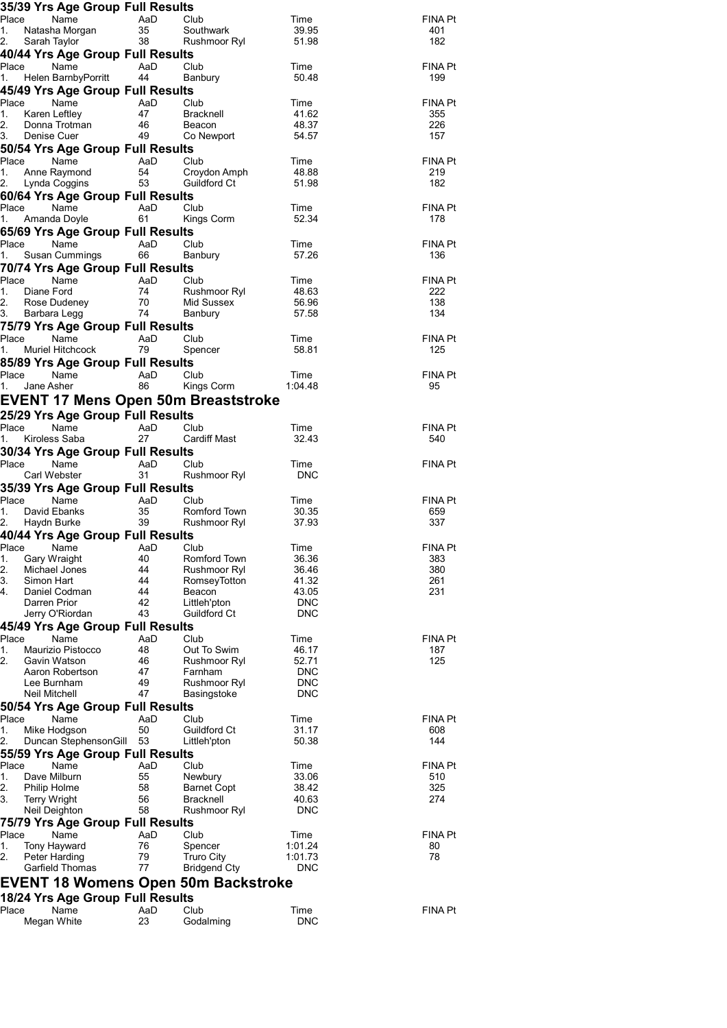### 35/39 Yrs Age Group Full Results

| Place | Name | AaD | Club | Time | FINA Pt |
|---|---|---|---|---|---|
| 1. | Natasha Morgan | 35 | Southwark | 39.95 | 401 |
| 2. | Sarah Taylor | 38 | Rushmoor Ryl | 51.98 | 182 |

### 40/44 Yrs Age Group Full Results

| Place | Name | AaD | Club | Time | FINA Pt |
|---|---|---|---|---|---|
| 1. | Helen BarnbyPorritt | 44 | Banbury | 50.48 | 199 |

### 45/49 Yrs Age Group Full Results

| Place | Name | AaD | Club | Time | FINA Pt |
|---|---|---|---|---|---|
| 1. | Karen Leftley | 47 | Bracknell | 41.62 | 355 |
| 2. | Donna Trotman | 46 | Beacon | 48.37 | 226 |
| 3. | Denise Cuer | 49 | Co Newport | 54.57 | 157 |

### 50/54 Yrs Age Group Full Results

| Place | Name | AaD | Club | Time | FINA Pt |
|---|---|---|---|---|---|
| 1. | Anne Raymond | 54 | Croydon Amph | 48.88 | 219 |
| 2. | Lynda Coggins | 53 | Guildford Ct | 51.98 | 182 |

### 60/64 Yrs Age Group Full Results

| Place | Name | AaD | Club | Time | FINA Pt |
|---|---|---|---|---|---|
| 1. | Amanda Doyle | 61 | Kings Corm | 52.34 | 178 |

### 65/69 Yrs Age Group Full Results

| Place | Name | AaD | Club | Time | FINA Pt |
|---|---|---|---|---|---|
| 1. | Susan Cummings | 66 | Banbury | 57.26 | 136 |

### 70/74 Yrs Age Group Full Results

| Place | Name | AaD | Club | Time | FINA Pt |
|---|---|---|---|---|---|
| 1. | Diane Ford | 74 | Rushmoor Ryl | 48.63 | 222 |
| 2. | Rose Dudeney | 70 | Mid Sussex | 56.96 | 138 |
| 3. | Barbara Legg | 74 | Banbury | 57.58 | 134 |

### 75/79 Yrs Age Group Full Results

| Place | Name | AaD | Club | Time | FINA Pt |
|---|---|---|---|---|---|
| 1. | Muriel Hitchcock | 79 | Spencer | 58.81 | 125 |

### 85/89 Yrs Age Group Full Results

| Place | Name | AaD | Club | Time | FINA Pt |
|---|---|---|---|---|---|
| 1. | Jane Asher | 86 | Kings Corm | 1:04.48 | 95 |

## EVENT 17 Mens Open 50m Breaststroke

### 25/29 Yrs Age Group Full Results

| Place | Name | AaD | Club | Time | FINA Pt |
|---|---|---|---|---|---|
| 1. | Kiroless Saba | 27 | Cardiff Mast | 32.43 | 540 |

### 30/34 Yrs Age Group Full Results

| Place | Name | AaD | Club | Time | FINA Pt |
|---|---|---|---|---|---|
| | Carl Webster | 31 | Rushmoor Ryl | DNC | |

### 35/39 Yrs Age Group Full Results

| Place | Name | AaD | Club | Time | FINA Pt |
|---|---|---|---|---|---|
| 1. | David Ebanks | 35 | Romford Town | 30.35 | 659 |
| 2. | Haydn Burke | 39 | Rushmoor Ryl | 37.93 | 337 |

### 40/44 Yrs Age Group Full Results

| Place | Name | AaD | Club | Time | FINA Pt |
|---|---|---|---|---|---|
| 1. | Gary Wraight | 40 | Romford Town | 36.36 | 383 |
| 2. | Michael Jones | 44 | Rushmoor Ryl | 36.46 | 380 |
| 3. | Simon Hart | 44 | RomseyTotton | 41.32 | 261 |
| 4. | Daniel Codman | 44 | Beacon | 43.05 | 231 |
| | Darren Prior | 42 | Littleh'pton | DNC | |
| | Jerry O'Riordan | 43 | Guildford Ct | DNC | |

### 45/49 Yrs Age Group Full Results

| Place | Name | AaD | Club | Time | FINA Pt |
|---|---|---|---|---|---|
| 1. | Maurizio Pistocco | 48 | Out To Swim | 46.17 | 187 |
| 2. | Gavin Watson | 46 | Rushmoor Ryl | 52.71 | 125 |
| | Aaron Robertson | 47 | Farnham | DNC | |
| | Lee Burnham | 49 | Rushmoor Ryl | DNC | |
| | Neil Mitchell | 47 | Basingstoke | DNC | |

### 50/54 Yrs Age Group Full Results

| Place | Name | AaD | Club | Time | FINA Pt |
|---|---|---|---|---|---|
| 1. | Mike Hodgson | 50 | Guildford Ct | 31.17 | 608 |
| 2. | Duncan StephensonGill | 53 | Littleh'pton | 50.38 | 144 |

### 55/59 Yrs Age Group Full Results

| Place | Name | AaD | Club | Time | FINA Pt |
|---|---|---|---|---|---|
| 1. | Dave Milburn | 55 | Newbury | 33.06 | 510 |
| 2. | Philip Holme | 58 | Barnet Copt | 38.42 | 325 |
| 3. | Terry Wright | 56 | Bracknell | 40.63 | 274 |
| | Neil Deighton | 58 | Rushmoor Ryl | DNC | |

### 75/79 Yrs Age Group Full Results

| Place | Name | AaD | Club | Time | FINA Pt |
|---|---|---|---|---|---|
| 1. | Tony Hayward | 76 | Spencer | 1:01.24 | 80 |
| 2. | Peter Harding | 79 | Truro City | 1:01.73 | 78 |
| | Garfield Thomas | 77 | Bridgend Cty | DNC | |

## EVENT 18 Womens Open 50m Backstroke

### 18/24 Yrs Age Group Full Results

| Place | Name | AaD | Club | Time | FINA Pt |
|---|---|---|---|---|---|
| | Megan White | 23 | Godalming | DNC | |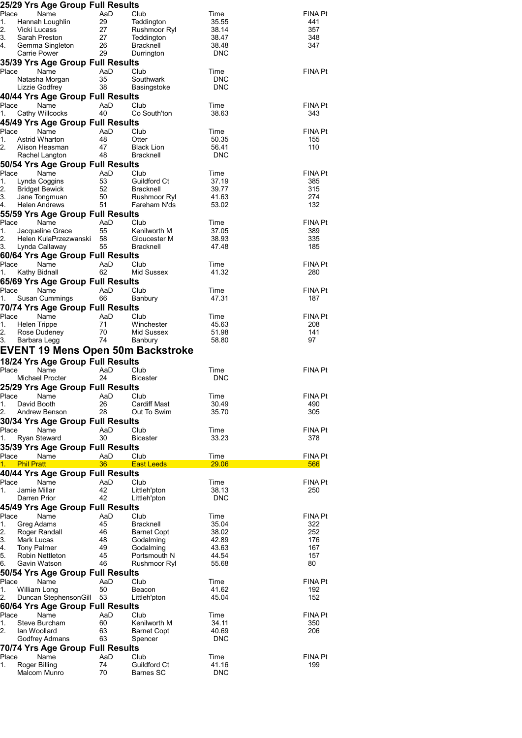## 25/29 Yrs Age Group Full Results

| Place | Name | AaD | Club | Time | FINA Pt |
|---|---|---|---|---|---|
| 1. | Hannah Loughlin | 29 | Teddington | 35.55 | 441 |
| 2. | Vicki Lucass | 27 | Rushmoor Ryl | 38.14 | 357 |
| 3. | Sarah Preston | 27 | Teddington | 38.47 | 348 |
| 4. | Gemma Singleton | 26 | Bracknell | 38.48 | 347 |
| | Carrie Power | 29 | Durrington | DNC | |

## 35/39 Yrs Age Group Full Results

| Place | Name | AaD | Club | Time | FINA Pt |
|---|---|---|---|---|---|
| | Natasha Morgan | 35 | Southwark | DNC | |
| | Lizzie Godfrey | 38 | Basingstoke | DNC | |

## 40/44 Yrs Age Group Full Results

| Place | Name | AaD | Club | Time | FINA Pt |
|---|---|---|---|---|---|
| 1. | Cathy Willcocks | 40 | Co South'ton | 38.63 | 343 |

## 45/49 Yrs Age Group Full Results

| Place | Name | AaD | Club | Time | FINA Pt |
|---|---|---|---|---|---|
| 1. | Astrid Wharton | 48 | Otter | 50.35 | 155 |
| 2. | Alison Heasman | 47 | Black Lion | 56.41 | 110 |
| | Rachel Langton | 48 | Bracknell | DNC | |

## 50/54 Yrs Age Group Full Results

| Place | Name | AaD | Club | Time | FINA Pt |
|---|---|---|---|---|---|
| 1. | Lynda Coggins | 53 | Guildford Ct | 37.19 | 385 |
| 2. | Bridget Bewick | 52 | Bracknell | 39.77 | 315 |
| 3. | Jane Tongmuan | 50 | Rushmoor Ryl | 41.63 | 274 |
| 4. | Helen Andrews | 51 | Fareham N'ds | 53.02 | 132 |

## 55/59 Yrs Age Group Full Results

| Place | Name | AaD | Club | Time | FINA Pt |
|---|---|---|---|---|---|
| 1. | Jacqueline Grace | 55 | Kenilworth M | 37.05 | 389 |
| 2. | Helen KulaPrzezwanski | 58 | Gloucester M | 38.93 | 335 |
| 3. | Lynda Callaway | 55 | Bracknell | 47.48 | 185 |

## 60/64 Yrs Age Group Full Results

| Place | Name | AaD | Club | Time | FINA Pt |
|---|---|---|---|---|---|
| 1. | Kathy Bidnall | 62 | Mid Sussex | 41.32 | 280 |

## 65/69 Yrs Age Group Full Results

| Place | Name | AaD | Club | Time | FINA Pt |
|---|---|---|---|---|---|
| 1. | Susan Cummings | 66 | Banbury | 47.31 | 187 |

## 70/74 Yrs Age Group Full Results

| Place | Name | AaD | Club | Time | FINA Pt |
|---|---|---|---|---|---|
| 1. | Helen Trippe | 71 | Winchester | 45.63 | 208 |
| 2. | Rose Dudeney | 70 | Mid Sussex | 51.98 | 141 |
| 3. | Barbara Legg | 74 | Banbury | 58.80 | 97 |

# EVENT 19 Mens Open 50m Backstroke

## 18/24 Yrs Age Group Full Results

| Place | Name | AaD | Club | Time | FINA Pt |
|---|---|---|---|---|---|
| | Michael Procter | 24 | Bicester | DNC | |

## 25/29 Yrs Age Group Full Results

| Place | Name | AaD | Club | Time | FINA Pt |
|---|---|---|---|---|---|
| 1. | David Booth | 26 | Cardiff Mast | 30.49 | 490 |
| 2. | Andrew Benson | 28 | Out To Swim | 35.70 | 305 |

## 30/34 Yrs Age Group Full Results

| Place | Name | AaD | Club | Time | FINA Pt |
|---|---|---|---|---|---|
| 1. | Ryan Steward | 30 | Bicester | 33.23 | 378 |

## 35/39 Yrs Age Group Full Results

| Place | Name | AaD | Club | Time | FINA Pt |
|---|---|---|---|---|---|
| 1. | Phil Pratt | 36 | East Leeds | 29.06 | 566 |

## 40/44 Yrs Age Group Full Results

| Place | Name | AaD | Club | Time | FINA Pt |
|---|---|---|---|---|---|
| 1. | Jamie Millar | 42 | Littleh'pton | 38.13 | 250 |
| | Darren Prior | 42 | Littleh'pton | DNC | |

## 45/49 Yrs Age Group Full Results

| Place | Name | AaD | Club | Time | FINA Pt |
|---|---|---|---|---|---|
| 1. | Greg Adams | 45 | Bracknell | 35.04 | 322 |
| 2. | Roger Randall | 46 | Barnet Copt | 38.02 | 252 |
| 3. | Mark Lucas | 48 | Godalming | 42.89 | 176 |
| 4. | Tony Palmer | 49 | Godalming | 43.63 | 167 |
| 5. | Robin Nettleton | 45 | Portsmouth N | 44.54 | 157 |
| 6. | Gavin Watson | 46 | Rushmoor Ryl | 55.68 | 80 |

## 50/54 Yrs Age Group Full Results

| Place | Name | AaD | Club | Time | FINA Pt |
|---|---|---|---|---|---|
| 1. | William Long | 50 | Beacon | 41.62 | 192 |
| 2. | Duncan StephensonGill | 53 | Littleh'pton | 45.04 | 152 |

## 60/64 Yrs Age Group Full Results

| Place | Name | AaD | Club | Time | FINA Pt |
|---|---|---|---|---|---|
| 1. | Steve Burcham | 60 | Kenilworth M | 34.11 | 350 |
| 2. | Ian Woollard | 63 | Barnet Copt | 40.69 | 206 |
| | Godfrey Admans | 63 | Spencer | DNC | |

## 70/74 Yrs Age Group Full Results

| Place | Name | AaD | Club | Time | FINA Pt |
|---|---|---|---|---|---|
| 1. | Roger Billing | 74 | Guildford Ct | 41.16 | 199 |
| | Malcom Munro | 70 | Barnes SC | DNC | |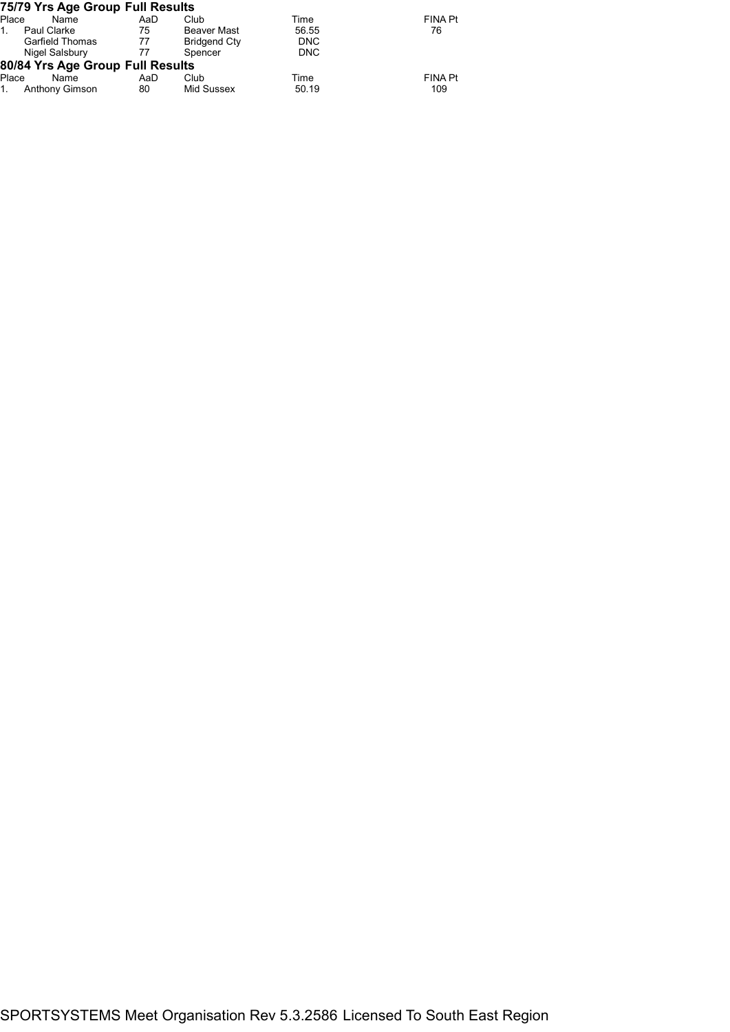### 75/79 Yrs Age Group Full Results

| Place | Name | AaD | Club | Time | FINA Pt |
|---|---|---|---|---|---|
| 1. | Paul Clarke | 75 | Beaver Mast | 56.55 | 76 |
| | Garfield Thomas | 77 | Bridgend Cty | DNC | |
| | Nigel Salsbury | 77 | Spencer | DNC | |

### 80/84 Yrs Age Group Full Results

| Place | Name | AaD | Club | Time | FINA Pt |
|---|---|---|---|---|---|
| 1. | Anthony Gimson | 80 | Mid Sussex | 50.19 | 109 |

SPORTSYSTEMS Meet Organisation Rev 5.3.2586 Licensed To South East Region